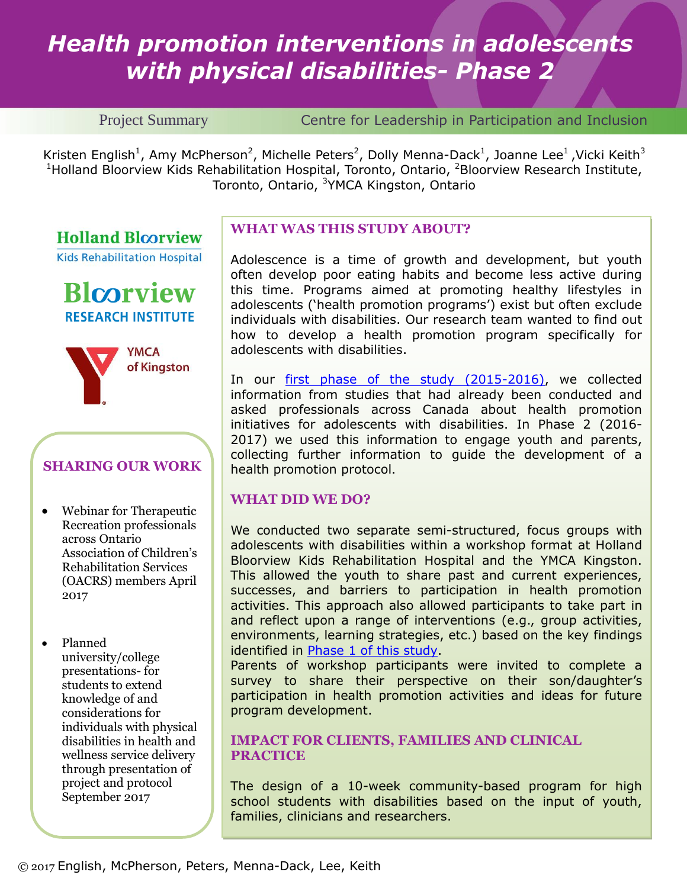# Health promotion interventions in adolescents with physical disabilities- Phase 2

Project Summary | Centre for Leadership in Participation and Inclusion

Kristen English[1], Amy McPherson[2], Michelle Peters[2], Dolly Menna-Dack[1], Joanne Lee[1], Vicki Keith[3]
[1]Holland Bloorview Kids Rehabilitation Hospital, Toronto, Ontario, [2]Bloorview Research Institute, Toronto, Ontario, [3]YMCA Kingston, Ontario

Holland Bloorview Kids Rehabilitation Hospital

Bloorview RESEARCH INSTITUTE

YMCA of Kingston

## WHAT WAS THIS STUDY ABOUT?

Adolescence is a time of growth and development, but youth often develop poor eating habits and become less active during this time. Programs aimed at promoting healthy lifestyles in adolescents ('health promotion programs') exist but often exclude individuals with disabilities. Our research team wanted to find out how to develop a health promotion program specifically for adolescents with disabilities.

In our first phase of the study (2015-2016), we collected information from studies that had already been conducted and asked professionals across Canada about health promotion initiatives for adolescents with disabilities. In Phase 2 (2016-2017) we used this information to engage youth and parents, collecting further information to guide the development of a health promotion protocol.

## WHAT DID WE DO?

We conducted two separate semi-structured, focus groups with adolescents with disabilities within a workshop format at Holland Bloorview Kids Rehabilitation Hospital and the YMCA Kingston. This allowed the youth to share past and current experiences, successes, and barriers to participation in health promotion activities. This approach also allowed participants to take part in and reflect upon a range of interventions (e.g., group activities, environments, learning strategies, etc.) based on the key findings identified in Phase 1 of this study.
Parents of workshop participants were invited to complete a survey to share their perspective on their son/daughter's participation in health promotion activities and ideas for future program development.

## IMPACT FOR CLIENTS, FAMILIES AND CLINICAL PRACTICE

The design of a 10-week community-based program for high school students with disabilities based on the input of youth, families, clinicians and researchers.

## SHARING OUR WORK

- Webinar for Therapeutic Recreation professionals across Ontario Association of Children's Rehabilitation Services (OACRS) members April 2017
- Planned university/college presentations- for students to extend knowledge of and considerations for individuals with physical disabilities in health and wellness service delivery through presentation of project and protocol September 2017

© 2017 English, McPherson, Peters, Menna-Dack, Lee, Keith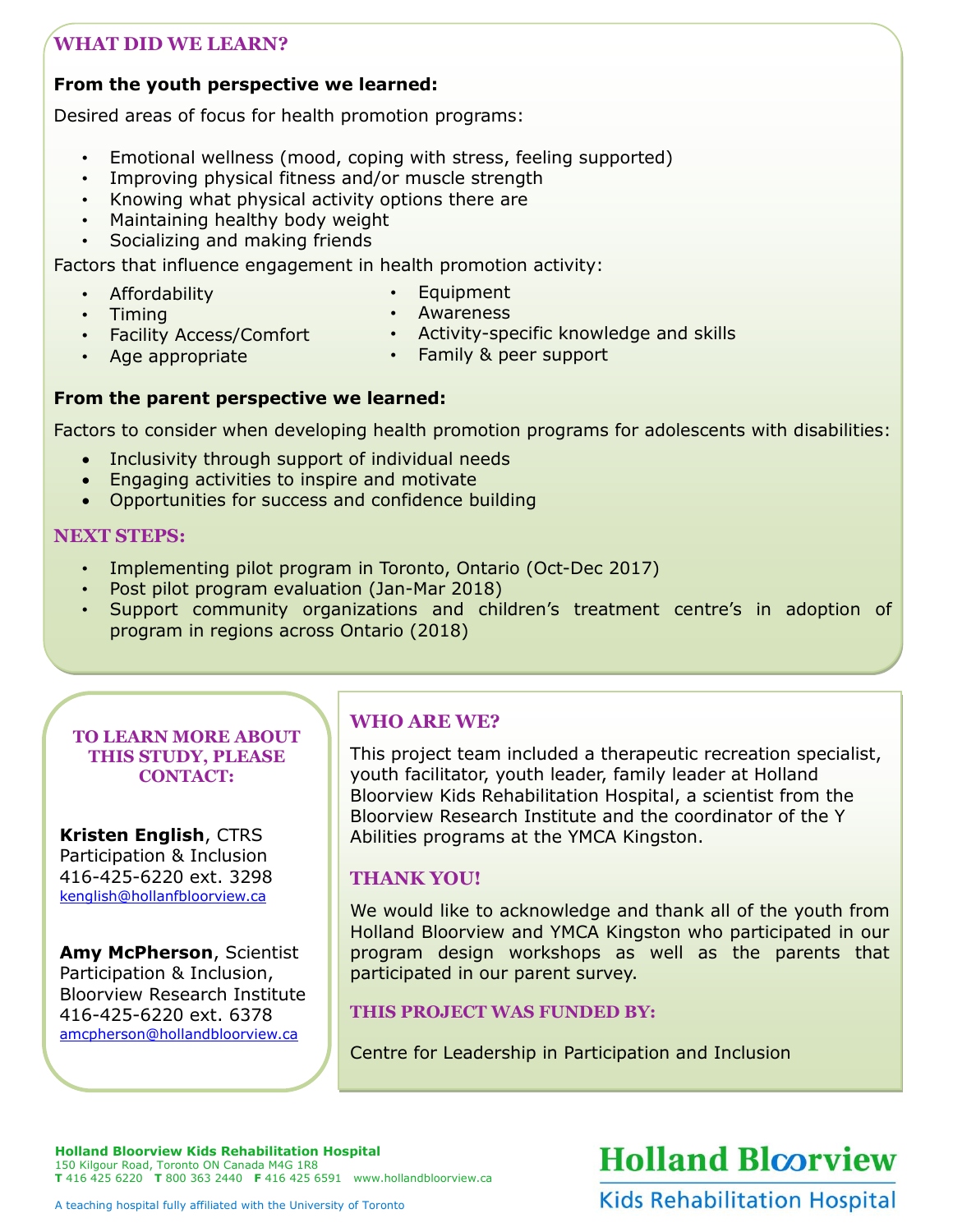## WHAT DID WE LEARN?

**From the youth perspective we learned:**

Desired areas of focus for health promotion programs:

- Emotional wellness (mood, coping with stress, feeling supported)
- Improving physical fitness and/or muscle strength
- Knowing what physical activity options there are
- Maintaining healthy body weight
- Socializing and making friends

Factors that influence engagement in health promotion activity:

- Affordability
- Timing
- Facility Access/Comfort
- Age appropriate
- Equipment
- Awareness
- Activity-specific knowledge and skills
- Family & peer support

**From the parent perspective we learned:**

Factors to consider when developing health promotion programs for adolescents with disabilities:

- Inclusivity through support of individual needs
- Engaging activities to inspire and motivate
- Opportunities for success and confidence building

## NEXT STEPS:

- Implementing pilot program in Toronto, Ontario (Oct-Dec 2017)
- Post pilot program evaluation (Jan-Mar 2018)
- Support community organizations and children's treatment centre's in adoption of program in regions across Ontario (2018)

## TO LEARN MORE ABOUT THIS STUDY, PLEASE CONTACT:

**Kristen English**, CTRS
Participation & Inclusion
416-425-6220 ext. 3298
kenglish@hollanfbloorview.ca

**Amy McPherson**, Scientist
Participation & Inclusion,
Bloorview Research Institute
416-425-6220 ext. 6378
amcpherson@hollandbloorview.ca

## WHO ARE WE?

This project team included a therapeutic recreation specialist, youth facilitator, youth leader, family leader at Holland Bloorview Kids Rehabilitation Hospital, a scientist from the Bloorview Research Institute and the coordinator of the Y Abilities programs at the YMCA Kingston.

## THANK YOU!

We would like to acknowledge and thank all of the youth from Holland Bloorview and YMCA Kingston who participated in our program design workshops as well as the parents that participated in our parent survey.

## THIS PROJECT WAS FUNDED BY:

Centre for Leadership in Participation and Inclusion

**Holland Bloorview Kids Rehabilitation Hospital**
150 Kilgour Road, Toronto ON Canada M4G 1R8
**T** 416 425 6220 **T** 800 363 2440 **F** 416 425 6591 www.hollandbloorview.ca

A teaching hospital fully affiliated with the University of Toronto

Holland Bloorview
Kids Rehabilitation Hospital